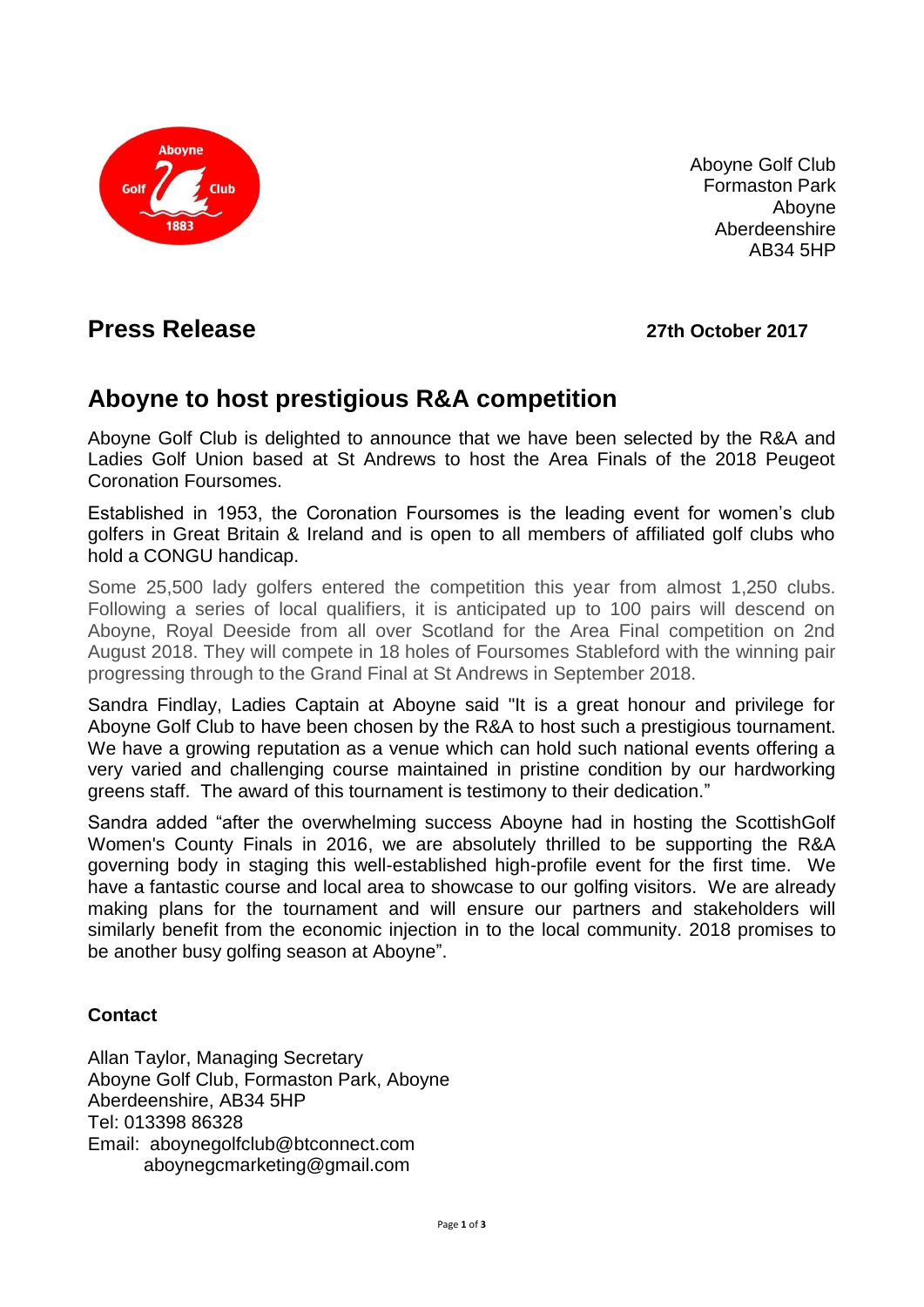Aboyne Golf Club
Formaston Park
Aboyne
Aberdeenshire
AB34 5HP

## Press Release

**27th October 2017**

## Aboyne to host prestigious R&A competition

Aboyne Golf Club is delighted to announce that we have been selected by the R&A and Ladies Golf Union based at St Andrews to host the Area Finals of the 2018 Peugeot Coronation Foursomes.

Established in 1953, the Coronation Foursomes is the leading event for women's club golfers in Great Britain & Ireland and is open to all members of affiliated golf clubs who hold a CONGU handicap.

Some 25,500 lady golfers entered the competition this year from almost 1,250 clubs. Following a series of local qualifiers, it is anticipated up to 100 pairs will descend on Aboyne, Royal Deeside from all over Scotland for the Area Final competition on 2nd August 2018. They will compete in 18 holes of Foursomes Stableford with the winning pair progressing through to the Grand Final at St Andrews in September 2018.

Sandra Findlay, Ladies Captain at Aboyne said "It is a great honour and privilege for Aboyne Golf Club to have been chosen by the R&A to host such a prestigious tournament. We have a growing reputation as a venue which can hold such national events offering a very varied and challenging course maintained in pristine condition by our hardworking greens staff. The award of this tournament is testimony to their dedication."

Sandra added "after the overwhelming success Aboyne had in hosting the ScottishGolf Women's County Finals in 2016, we are absolutely thrilled to be supporting the R&A governing body in staging this well-established high-profile event for the first time. We have a fantastic course and local area to showcase to our golfing visitors. We are already making plans for the tournament and will ensure our partners and stakeholders will similarly benefit from the economic injection in to the local community. 2018 promises to be another busy golfing season at Aboyne".

**Contact**

Allan Taylor, Managing Secretary
Aboyne Golf Club, Formaston Park, Aboyne
Aberdeenshire, AB34 5HP
Tel: 013398 86328
Email: aboynegolfclub@btconnect.com
aboynegcmarketing@gmail.com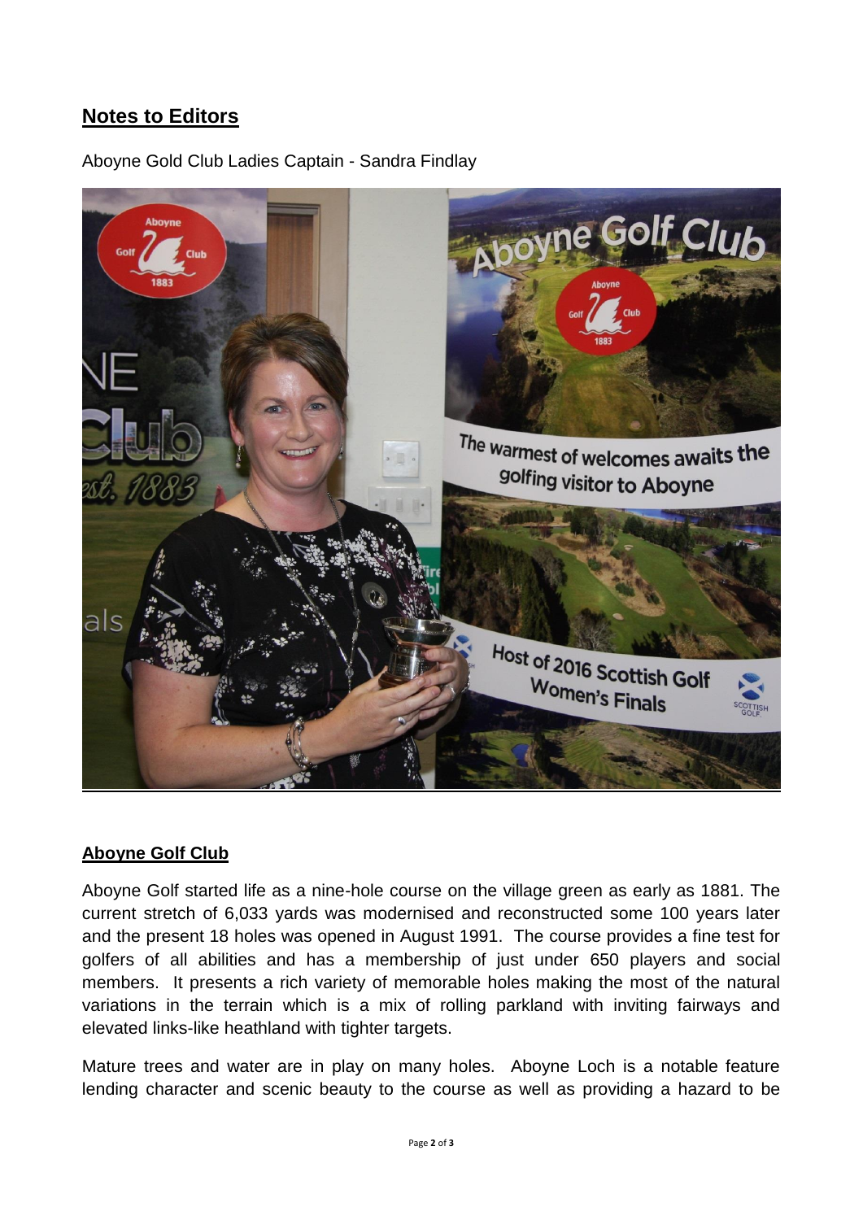## Notes to Editors

Aboyne Gold Club Ladies Captain - Sandra Findlay

## Aboyne Golf Club

Aboyne Golf started life as a nine-hole course on the village green as early as 1881. The current stretch of 6,033 yards was modernised and reconstructed some 100 years later and the present 18 holes was opened in August 1991. The course provides a fine test for golfers of all abilities and has a membership of just under 650 players and social members. It presents a rich variety of memorable holes making the most of the natural variations in the terrain which is a mix of rolling parkland with inviting fairways and elevated links-like heathland with tighter targets.

Mature trees and water are in play on many holes. Aboyne Loch is a notable feature lending character and scenic beauty to the course as well as providing a hazard to be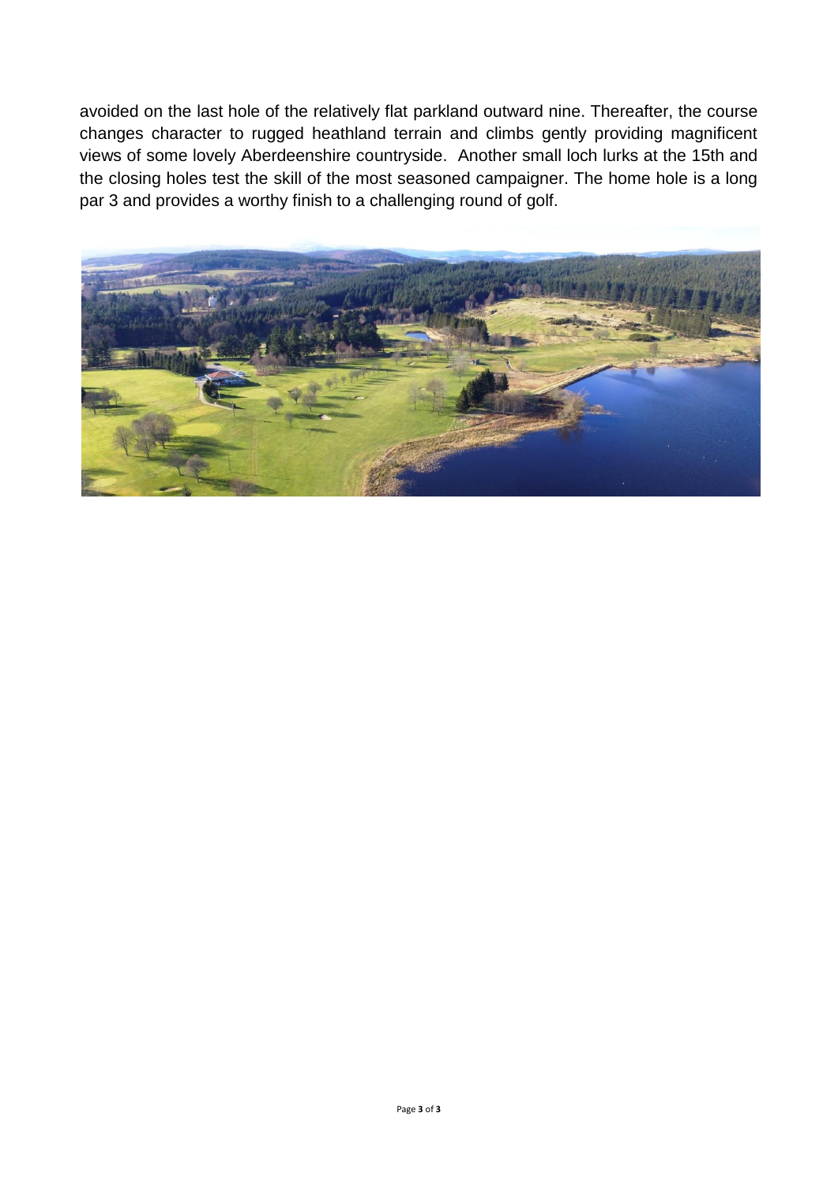avoided on the last hole of the relatively flat parkland outward nine. Thereafter, the course changes character to rugged heathland terrain and climbs gently providing magnificent views of some lovely Aberdeenshire countryside. Another small loch lurks at the 15th and the closing holes test the skill of the most seasoned campaigner. The home hole is a long par 3 and provides a worthy finish to a challenging round of golf.